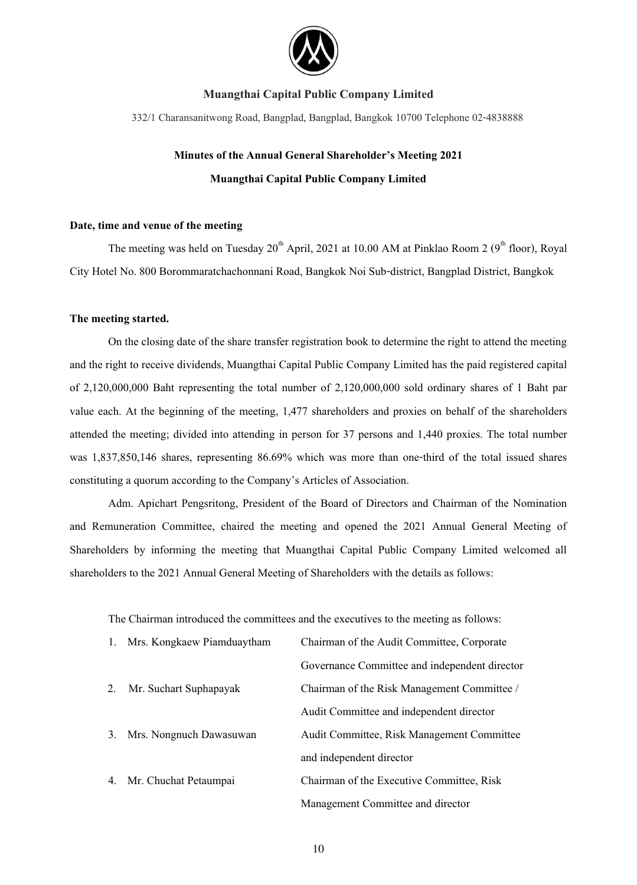**Muangthai Capital Public Company Limited**

332/1 Charansanitwong Road, Bangplad, Bangplad, Bangkok 10700 Telephone 02-4838888

**Minutes of the Annual General Shareholder's Meeting 2021**

**Muangthai Capital Public Company Limited**

**Date, time and venue of the meeting**

The meeting was held on Tuesday 20th April, 2021 at 10.00 AM at Pinklao Room 2 (9th floor), Royal City Hotel No. 800 Borommaratchachonnani Road, Bangkok Noi Sub-district, Bangplad District, Bangkok

**The meeting started.**

On the closing date of the share transfer registration book to determine the right to attend the meeting and the right to receive dividends, Muangthai Capital Public Company Limited has the paid registered capital of 2,120,000,000 Baht representing the total number of 2,120,000,000 sold ordinary shares of 1 Baht par value each. At the beginning of the meeting, 1,477 shareholders and proxies on behalf of the shareholders attended the meeting; divided into attending in person for 37 persons and 1,440 proxies. The total number was 1,837,850,146 shares, representing 86.69% which was more than one-third of the total issued shares constituting a quorum according to the Company's Articles of Association.

Adm. Apichart Pengsritong, President of the Board of Directors and Chairman of the Nomination and Remuneration Committee, chaired the meeting and opened the 2021 Annual General Meeting of Shareholders by informing the meeting that Muangthai Capital Public Company Limited welcomed all shareholders to the 2021 Annual General Meeting of Shareholders with the details as follows:

The Chairman introduced the committees and the executives to the meeting as follows:

| | | |
|---|---|---|
| 1. | Mrs. Kongkaew Piamduaytham | Chairman of the Audit Committee, Corporate Governance Committee and independent director |
| 2. | Mr. Suchart Suphapayak | Chairman of the Risk Management Committee / Audit Committee and independent director |
| 3. | Mrs. Nongnuch Dawasuwan | Audit Committee, Risk Management Committee and independent director |
| 4. | Mr. Chuchat Petaumpai | Chairman of the Executive Committee, Risk Management Committee and director |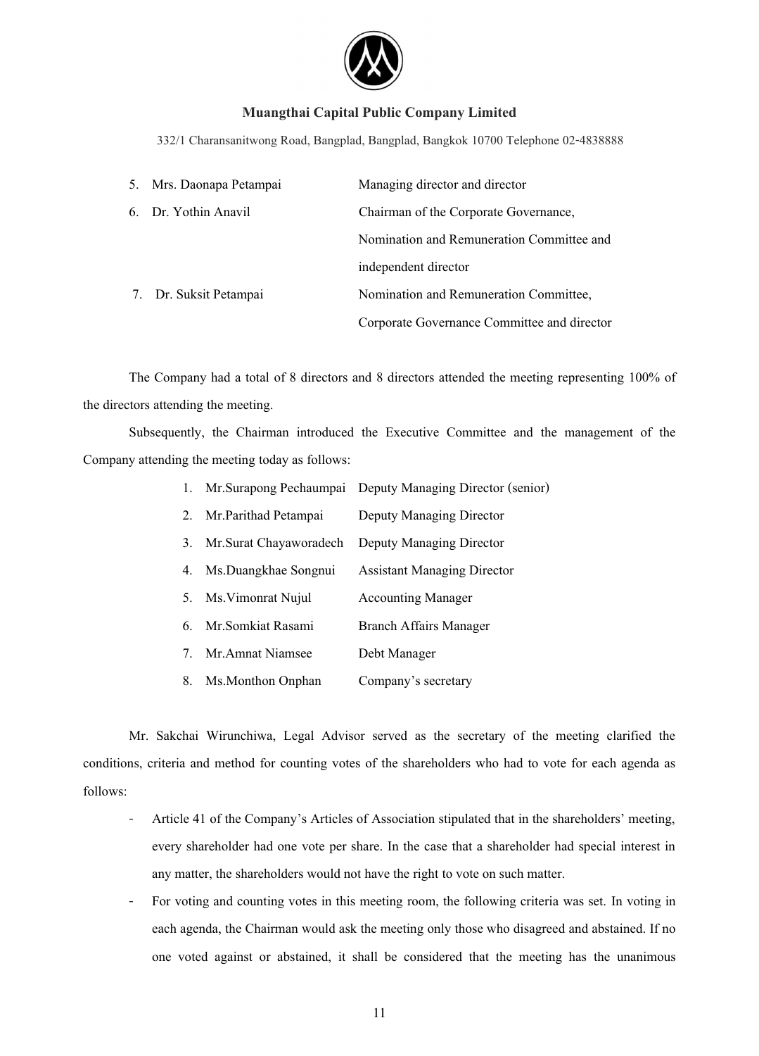**Muangthai Capital Public Company Limited**

332/1 Charansanitwong Road, Bangplad, Bangplad, Bangkok 10700 Telephone 02-4838888

| | |
|---|---|
| 5. Mrs. Daonapa Petampai | Managing director and director |
| 6. Dr. Yothin Anavil | Chairman of the Corporate Governance, Nomination and Remuneration Committee and independent director |
| 7. Dr. Suksit Petampai | Nomination and Remuneration Committee, Corporate Governance Committee and director |

The Company had a total of 8 directors and 8 directors attended the meeting representing 100% of the directors attending the meeting.

Subsequently, the Chairman introduced the Executive Committee and the management of the Company attending the meeting today as follows:

| | |
|---|---|
| 1. Mr.Surapong Pechaumpai | Deputy Managing Director (senior) |
| 2. Mr.Parithad Petampai | Deputy Managing Director |
| 3. Mr.Surat Chayaworadech | Deputy Managing Director |
| 4. Ms.Duangkhae Songnui | Assistant Managing Director |
| 5. Ms.Vimonrat Nujul | Accounting Manager |
| 6. Mr.Somkiat Rasami | Branch Affairs Manager |
| 7. Mr.Amnat Niamsee | Debt Manager |
| 8. Ms.Monthon Onphan | Company's secretary |

Mr. Sakchai Wirunchiwa, Legal Advisor served as the secretary of the meeting clarified the conditions, criteria and method for counting votes of the shareholders who had to vote for each agenda as follows:

- Article 41 of the Company's Articles of Association stipulated that in the shareholders' meeting, every shareholder had one vote per share. In the case that a shareholder had special interest in any matter, the shareholders would not have the right to vote on such matter.
- For voting and counting votes in this meeting room, the following criteria was set. In voting in each agenda, the Chairman would ask the meeting only those who disagreed and abstained. If no one voted against or abstained, it shall be considered that the meeting has the unanimous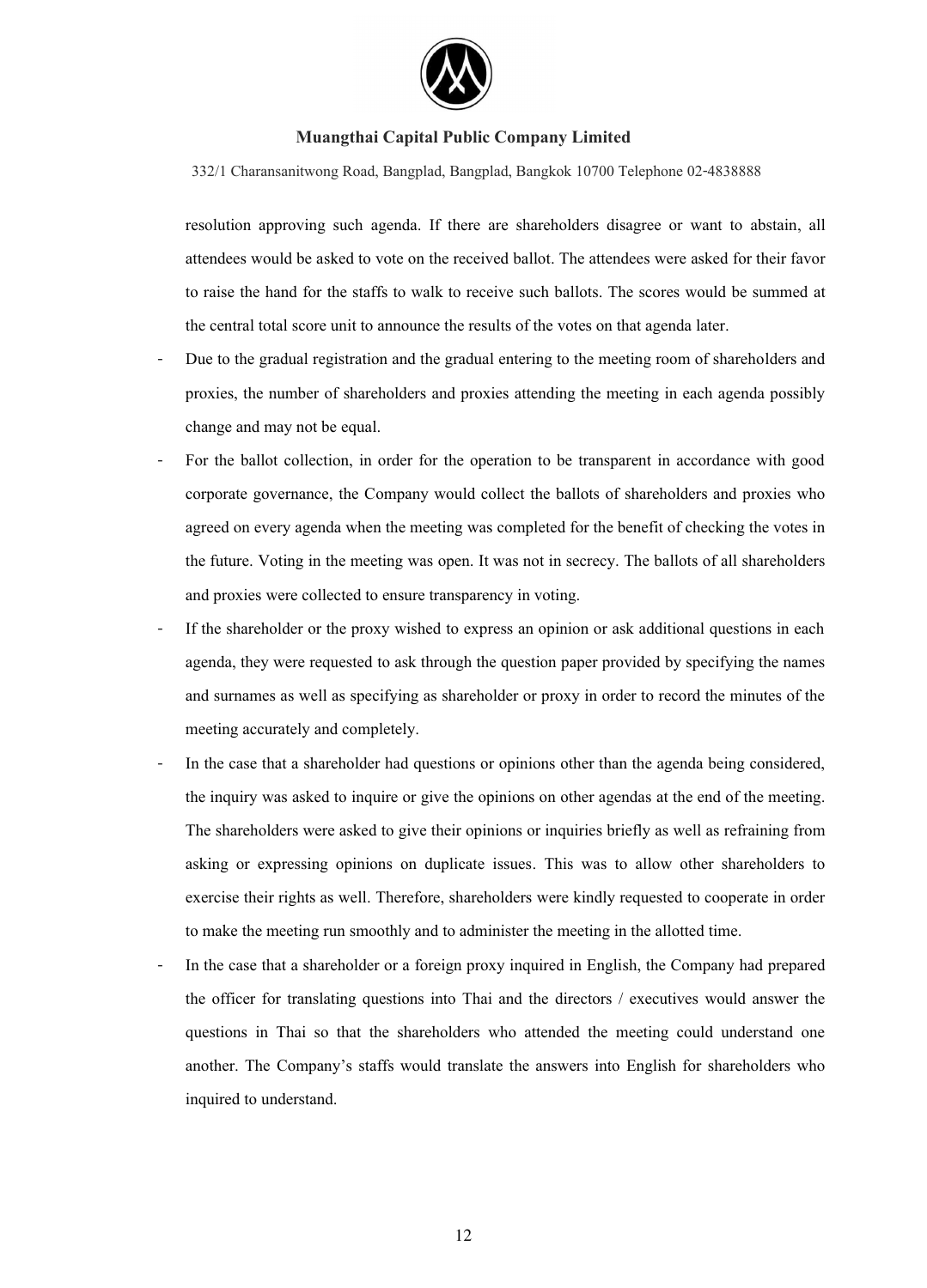resolution approving such agenda. If there are shareholders disagree or want to abstain, all attendees would be asked to vote on the received ballot. The attendees were asked for their favor to raise the hand for the staffs to walk to receive such ballots. The scores would be summed at the central total score unit to announce the results of the votes on that agenda later.

- Due to the gradual registration and the gradual entering to the meeting room of shareholders and proxies, the number of shareholders and proxies attending the meeting in each agenda possibly change and may not be equal.
- For the ballot collection, in order for the operation to be transparent in accordance with good corporate governance, the Company would collect the ballots of shareholders and proxies who agreed on every agenda when the meeting was completed for the benefit of checking the votes in the future. Voting in the meeting was open. It was not in secrecy. The ballots of all shareholders and proxies were collected to ensure transparency in voting.
- If the shareholder or the proxy wished to express an opinion or ask additional questions in each agenda, they were requested to ask through the question paper provided by specifying the names and surnames as well as specifying as shareholder or proxy in order to record the minutes of the meeting accurately and completely.
- In the case that a shareholder had questions or opinions other than the agenda being considered, the inquiry was asked to inquire or give the opinions on other agendas at the end of the meeting. The shareholders were asked to give their opinions or inquiries briefly as well as refraining from asking or expressing opinions on duplicate issues. This was to allow other shareholders to exercise their rights as well. Therefore, shareholders were kindly requested to cooperate in order to make the meeting run smoothly and to administer the meeting in the allotted time.
- In the case that a shareholder or a foreign proxy inquired in English, the Company had prepared the officer for translating questions into Thai and the directors / executives would answer the questions in Thai so that the shareholders who attended the meeting could understand one another. The Company's staffs would translate the answers into English for shareholders who inquired to understand.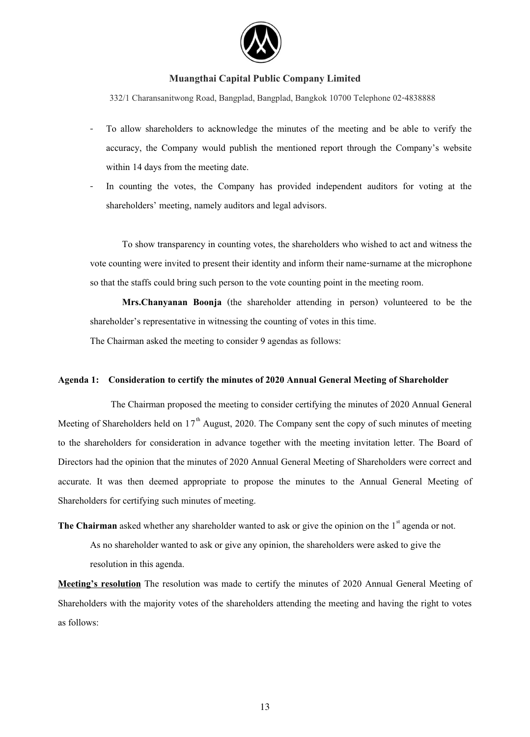- To allow shareholders to acknowledge the minutes of the meeting and be able to verify the accuracy, the Company would publish the mentioned report through the Company's website within 14 days from the meeting date.
- In counting the votes, the Company has provided independent auditors for voting at the shareholders' meeting, namely auditors and legal advisors.

To show transparency in counting votes, the shareholders who wished to act and witness the vote counting were invited to present their identity and inform their name-surname at the microphone so that the staffs could bring such person to the vote counting point in the meeting room.

**Mrs.Chanyanan Boonja** (the shareholder attending in person) volunteered to be the shareholder's representative in witnessing the counting of votes in this time.

The Chairman asked the meeting to consider 9 agendas as follows:

**Agenda 1: Consideration to certify the minutes of 2020 Annual General Meeting of Shareholder**

The Chairman proposed the meeting to consider certifying the minutes of 2020 Annual General Meeting of Shareholders held on 17th August, 2020. The Company sent the copy of such minutes of meeting to the shareholders for consideration in advance together with the meeting invitation letter. The Board of Directors had the opinion that the minutes of 2020 Annual General Meeting of Shareholders were correct and accurate. It was then deemed appropriate to propose the minutes to the Annual General Meeting of Shareholders for certifying such minutes of meeting.

**The Chairman** asked whether any shareholder wanted to ask or give the opinion on the 1st agenda or not.

As no shareholder wanted to ask or give any opinion, the shareholders were asked to give the resolution in this agenda.

**Meeting's resolution** The resolution was made to certify the minutes of 2020 Annual General Meeting of Shareholders with the majority votes of the shareholders attending the meeting and having the right to votes as follows: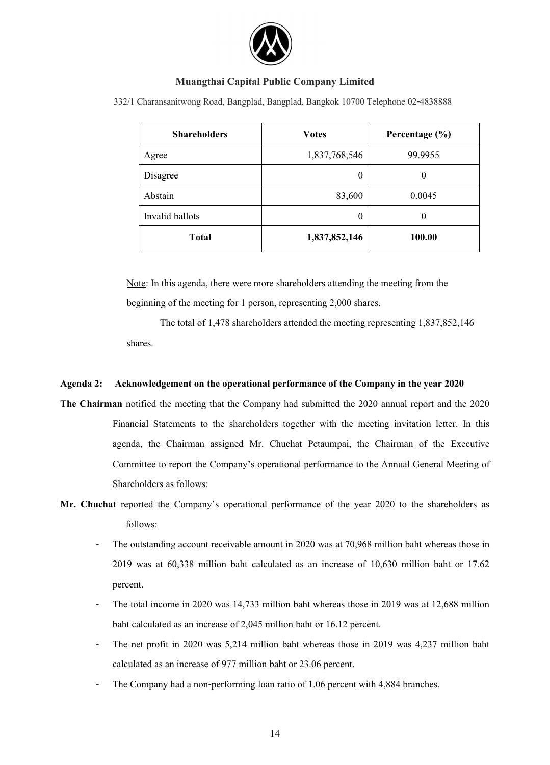| Shareholders | Votes | Percentage (%) |
| --- | --- | --- |
| Agree | 1,837,768,546 | 99.9955 |
| Disagree | 0 | 0 |
| Abstain | 83,600 | 0.0045 |
| Invalid ballots | 0 | 0 |
| **Total** | **1,837,852,146** | **100.00** |

Note: In this agenda, there were more shareholders attending the meeting from the beginning of the meeting for 1 person, representing 2,000 shares.

The total of 1,478 shareholders attended the meeting representing 1,837,852,146 shares.

**Agenda 2: Acknowledgement on the operational performance of the Company in the year 2020**

**The Chairman** notified the meeting that the Company had submitted the 2020 annual report and the 2020 Financial Statements to the shareholders together with the meeting invitation letter. In this agenda, the Chairman assigned Mr. Chuchat Petaumpai, the Chairman of the Executive Committee to report the Company's operational performance to the Annual General Meeting of Shareholders as follows:

**Mr. Chuchat** reported the Company's operational performance of the year 2020 to the shareholders as follows:

- The outstanding account receivable amount in 2020 was at 70,968 million baht whereas those in 2019 was at 60,338 million baht calculated as an increase of 10,630 million baht or 17.62 percent.
- The total income in 2020 was 14,733 million baht whereas those in 2019 was at 12,688 million baht calculated as an increase of 2,045 million baht or 16.12 percent.
- The net profit in 2020 was 5,214 million baht whereas those in 2019 was 4,237 million baht calculated as an increase of 977 million baht or 23.06 percent.
- The Company had a non-performing loan ratio of 1.06 percent with 4,884 branches.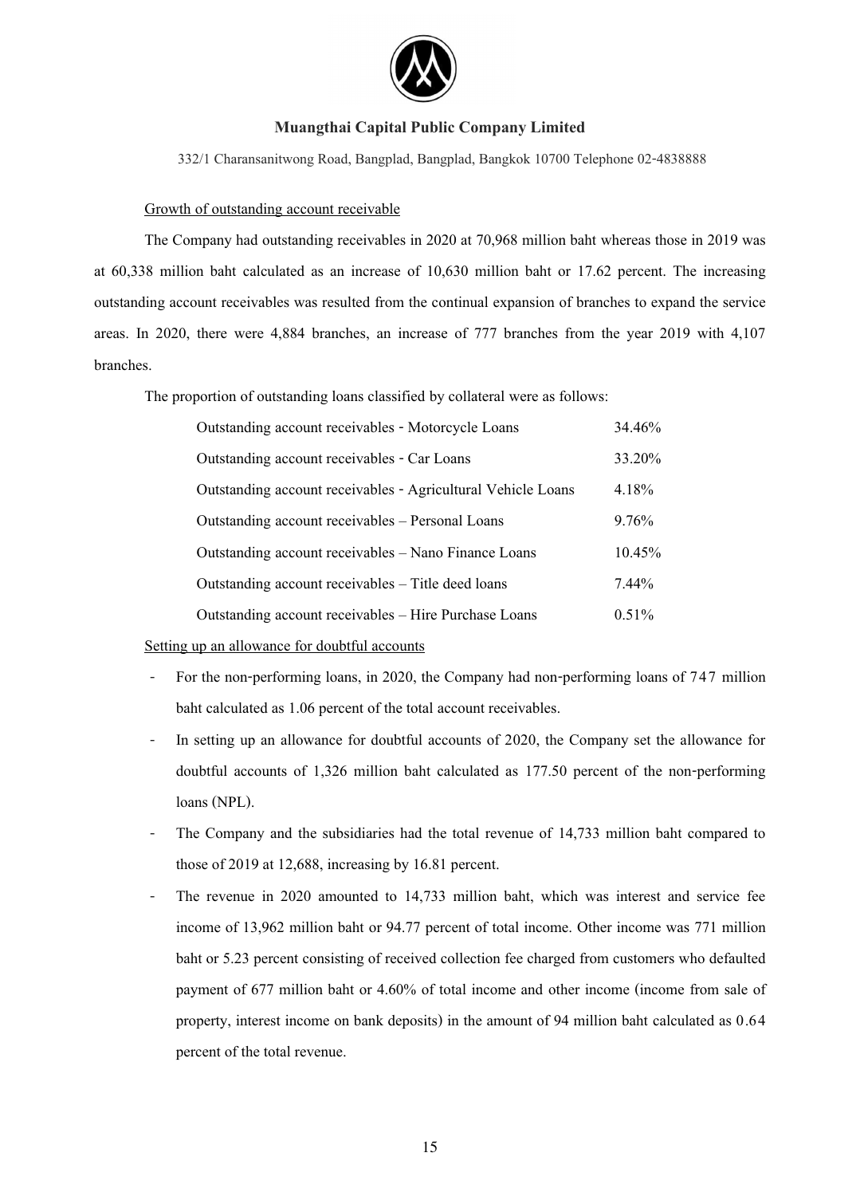**Muangthai Capital Public Company Limited**

332/1 Charansanitwong Road, Bangplad, Bangplad, Bangkok 10700 Telephone 02-4838888

Growth of outstanding account receivable

The Company had outstanding receivables in 2020 at 70,968 million baht whereas those in 2019 was at 60,338 million baht calculated as an increase of 10,630 million baht or 17.62 percent. The increasing outstanding account receivables was resulted from the continual expansion of branches to expand the service areas. In 2020, there were 4,884 branches, an increase of 777 branches from the year 2019 with 4,107 branches.

The proportion of outstanding loans classified by collateral were as follows:

| | |
|---|---|
| Outstanding account receivables - Motorcycle Loans | 34.46% |
| Outstanding account receivables - Car Loans | 33.20% |
| Outstanding account receivables - Agricultural Vehicle Loans | 4.18% |
| Outstanding account receivables – Personal Loans | 9.76% |
| Outstanding account receivables – Nano Finance Loans | 10.45% |
| Outstanding account receivables – Title deed loans | 7.44% |
| Outstanding account receivables – Hire Purchase Loans | 0.51% |

Setting up an allowance for doubtful accounts

- For the non-performing loans, in 2020, the Company had non-performing loans of 747 million baht calculated as 1.06 percent of the total account receivables.
- In setting up an allowance for doubtful accounts of 2020, the Company set the allowance for doubtful accounts of 1,326 million baht calculated as 177.50 percent of the non-performing loans (NPL).
- The Company and the subsidiaries had the total revenue of 14,733 million baht compared to those of 2019 at 12,688, increasing by 16.81 percent.
- The revenue in 2020 amounted to 14,733 million baht, which was interest and service fee income of 13,962 million baht or 94.77 percent of total income. Other income was 771 million baht or 5.23 percent consisting of received collection fee charged from customers who defaulted payment of 677 million baht or 4.60% of total income and other income (income from sale of property, interest income on bank deposits) in the amount of 94 million baht calculated as 0.64 percent of the total revenue.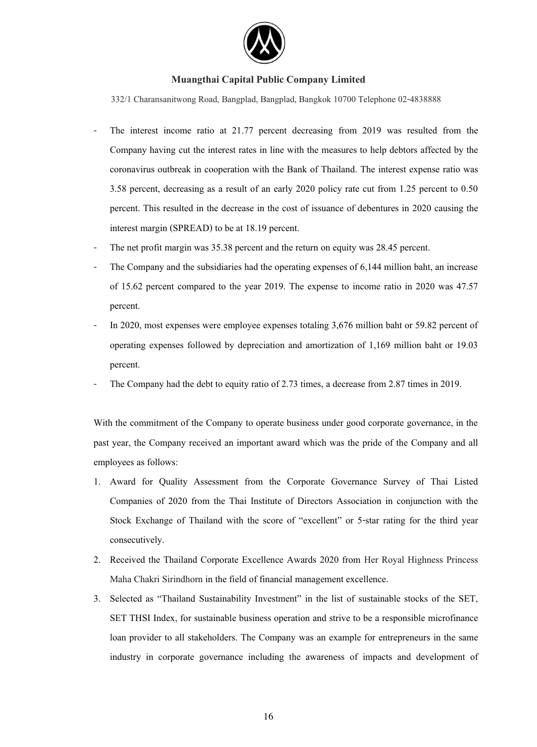- The interest income ratio at 21.77 percent decreasing from 2019 was resulted from the Company having cut the interest rates in line with the measures to help debtors affected by the coronavirus outbreak in cooperation with the Bank of Thailand. The interest expense ratio was 3.58 percent, decreasing as a result of an early 2020 policy rate cut from 1.25 percent to 0.50 percent. This resulted in the decrease in the cost of issuance of debentures in 2020 causing the interest margin (SPREAD) to be at 18.19 percent.
- The net profit margin was 35.38 percent and the return on equity was 28.45 percent.
- The Company and the subsidiaries had the operating expenses of 6,144 million baht, an increase of 15.62 percent compared to the year 2019. The expense to income ratio in 2020 was 47.57 percent.
- In 2020, most expenses were employee expenses totaling 3,676 million baht or 59.82 percent of operating expenses followed by depreciation and amortization of 1,169 million baht or 19.03 percent.
- The Company had the debt to equity ratio of 2.73 times, a decrease from 2.87 times in 2019.

With the commitment of the Company to operate business under good corporate governance, in the past year, the Company received an important award which was the pride of the Company and all employees as follows:

1. Award for Quality Assessment from the Corporate Governance Survey of Thai Listed Companies of 2020 from the Thai Institute of Directors Association in conjunction with the Stock Exchange of Thailand with the score of "excellent" or 5-star rating for the third year consecutively.
2. Received the Thailand Corporate Excellence Awards 2020 from Her Royal Highness Princess Maha Chakri Sirindhorn in the field of financial management excellence.
3. Selected as "Thailand Sustainability Investment" in the list of sustainable stocks of the SET, SET THSI Index, for sustainable business operation and strive to be a responsible microfinance loan provider to all stakeholders. The Company was an example for entrepreneurs in the same industry in corporate governance including the awareness of impacts and development of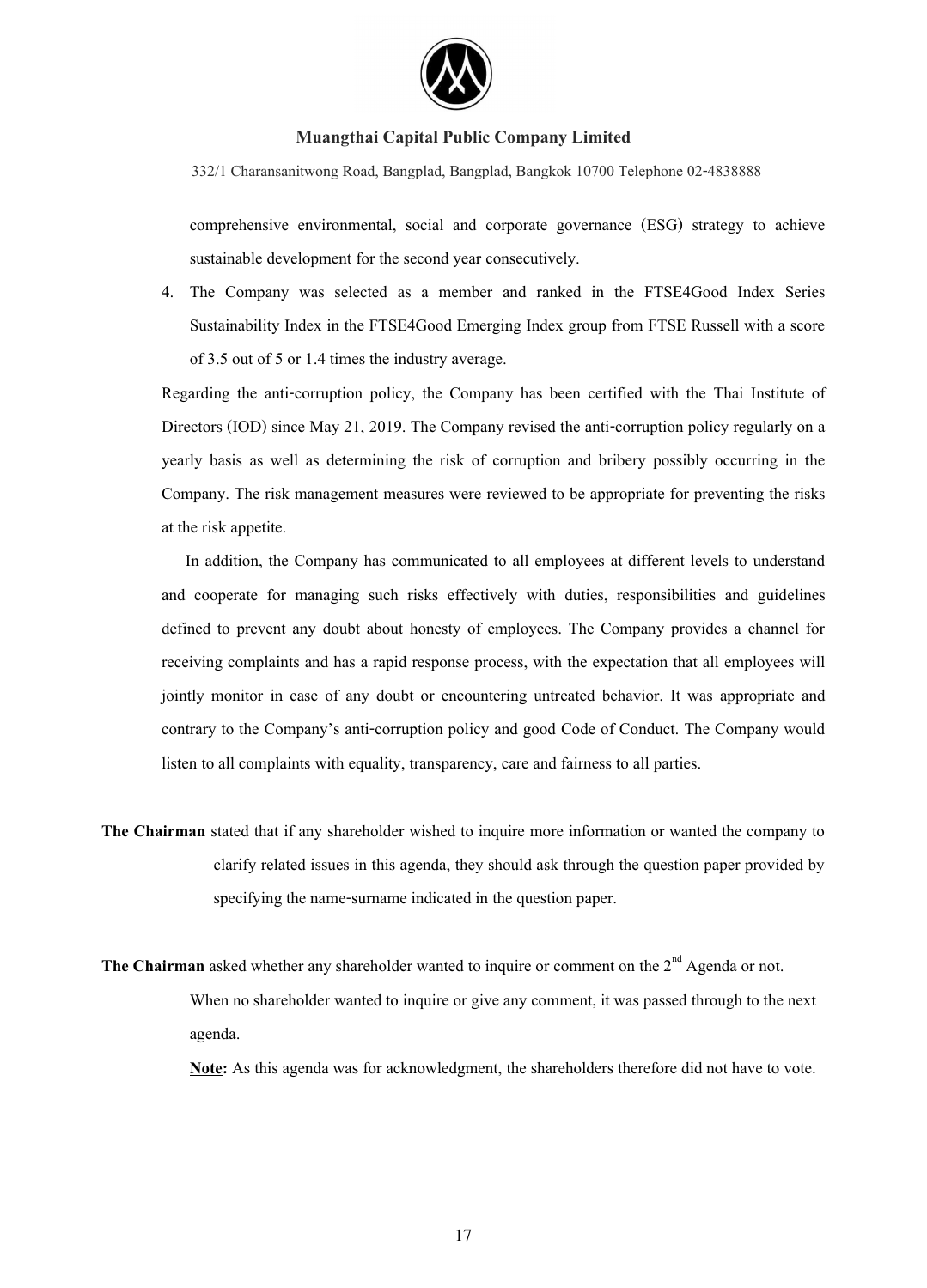comprehensive environmental, social and corporate governance (ESG) strategy to achieve sustainable development for the second year consecutively.

4. The Company was selected as a member and ranked in the FTSE4Good Index Series Sustainability Index in the FTSE4Good Emerging Index group from FTSE Russell with a score of 3.5 out of 5 or 1.4 times the industry average.

Regarding the anti-corruption policy, the Company has been certified with the Thai Institute of Directors (IOD) since May 21, 2019. The Company revised the anti-corruption policy regularly on a yearly basis as well as determining the risk of corruption and bribery possibly occurring in the Company. The risk management measures were reviewed to be appropriate for preventing the risks at the risk appetite.

In addition, the Company has communicated to all employees at different levels to understand and cooperate for managing such risks effectively with duties, responsibilities and guidelines defined to prevent any doubt about honesty of employees. The Company provides a channel for receiving complaints and has a rapid response process, with the expectation that all employees will jointly monitor in case of any doubt or encountering untreated behavior. It was appropriate and contrary to the Company's anti-corruption policy and good Code of Conduct. The Company would listen to all complaints with equality, transparency, care and fairness to all parties.

**The Chairman** stated that if any shareholder wished to inquire more information or wanted the company to clarify related issues in this agenda, they should ask through the question paper provided by specifying the name-surname indicated in the question paper.

**The Chairman** asked whether any shareholder wanted to inquire or comment on the 2nd Agenda or not.

When no shareholder wanted to inquire or give any comment, it was passed through to the next agenda.

**Note:** As this agenda was for acknowledgment, the shareholders therefore did not have to vote.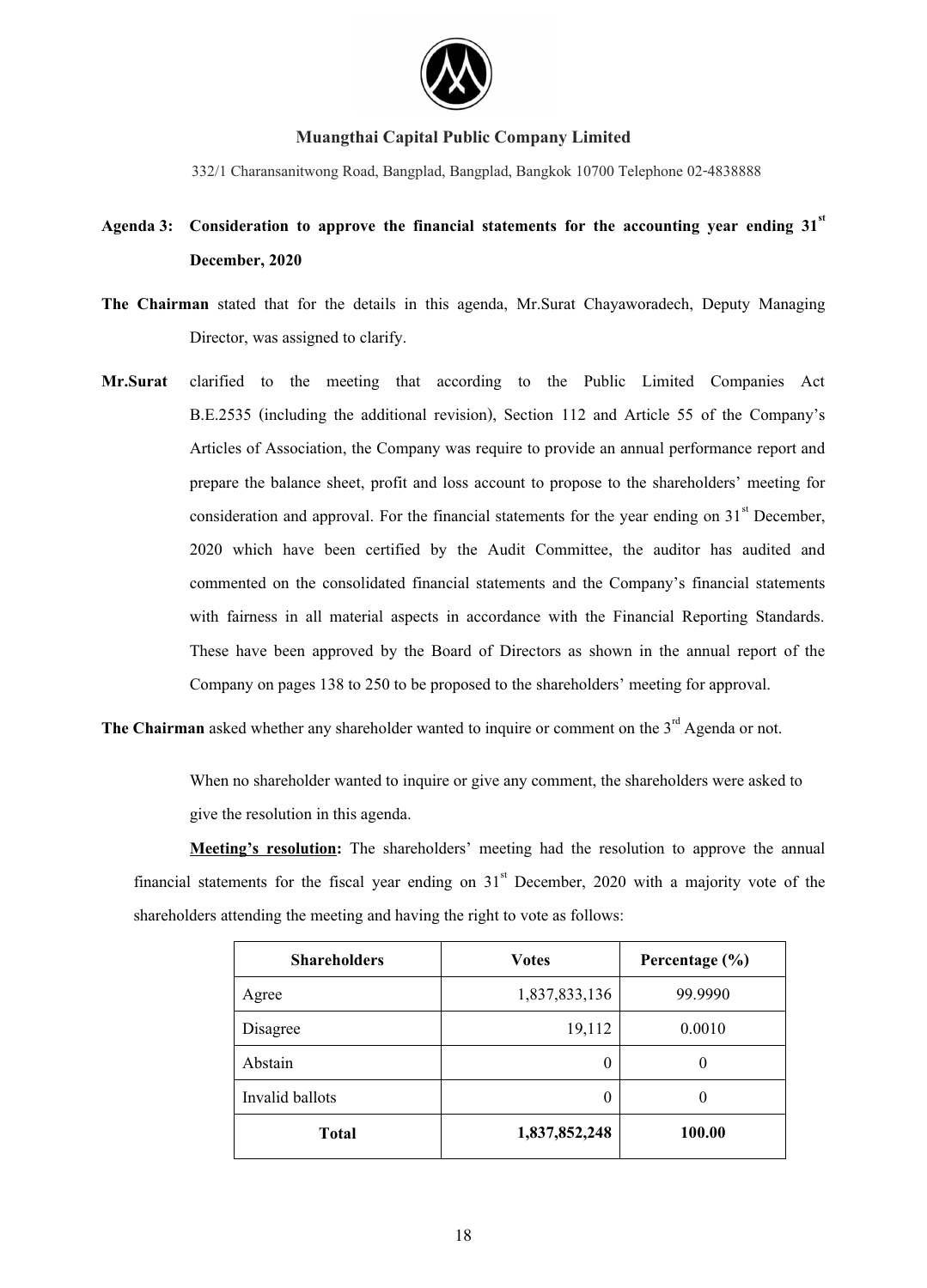**Muangthai Capital Public Company Limited**

332/1 Charansanitwong Road, Bangplad, Bangplad, Bangkok 10700 Telephone 02-4838888

**Agenda 3: Consideration to approve the financial statements for the accounting year ending 31st December, 2020**

**The Chairman** stated that for the details in this agenda, Mr.Surat Chayaworadech, Deputy Managing Director, was assigned to clarify.

**Mr.Surat** clarified to the meeting that according to the Public Limited Companies Act B.E.2535 (including the additional revision), Section 112 and Article 55 of the Company's Articles of Association, the Company was require to provide an annual performance report and prepare the balance sheet, profit and loss account to propose to the shareholders' meeting for consideration and approval. For the financial statements for the year ending on 31st December, 2020 which have been certified by the Audit Committee, the auditor has audited and commented on the consolidated financial statements and the Company's financial statements with fairness in all material aspects in accordance with the Financial Reporting Standards. These have been approved by the Board of Directors as shown in the annual report of the Company on pages 138 to 250 to be proposed to the shareholders' meeting for approval.

**The Chairman** asked whether any shareholder wanted to inquire or comment on the 3rd Agenda or not.

When no shareholder wanted to inquire or give any comment, the shareholders were asked to give the resolution in this agenda.

**Meeting's resolution:** The shareholders' meeting had the resolution to approve the annual financial statements for the fiscal year ending on 31st December, 2020 with a majority vote of the shareholders attending the meeting and having the right to vote as follows:

| Shareholders | Votes | Percentage (%) |
|---|---|---|
| Agree | 1,837,833,136 | 99.9990 |
| Disagree | 19,112 | 0.0010 |
| Abstain | 0 | 0 |
| Invalid ballots | 0 | 0 |
| **Total** | **1,837,852,248** | **100.00** |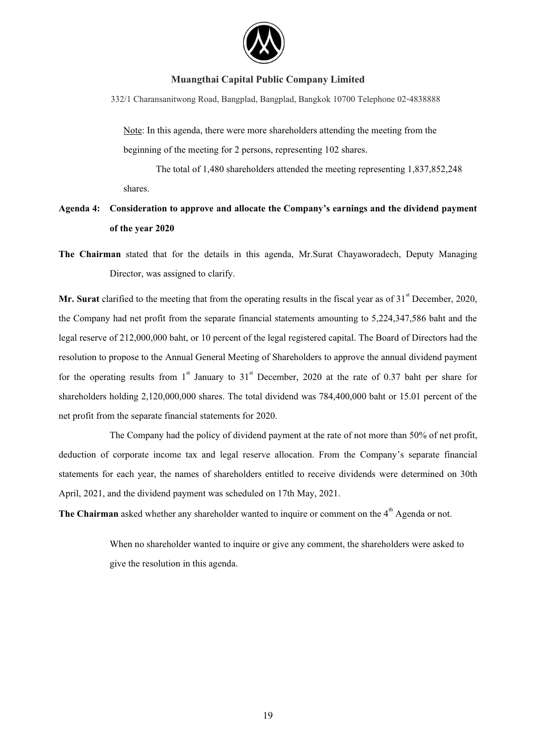Note: In this agenda, there were more shareholders attending the meeting from the beginning of the meeting for 2 persons, representing 102 shares.

The total of 1,480 shareholders attended the meeting representing 1,837,852,248 shares.

**Agenda 4: Consideration to approve and allocate the Company's earnings and the dividend payment of the year 2020**

**The Chairman** stated that for the details in this agenda, Mr.Surat Chayaworadech, Deputy Managing Director, was assigned to clarify.

**Mr. Surat** clarified to the meeting that from the operating results in the fiscal year as of 31st December, 2020, the Company had net profit from the separate financial statements amounting to 5,224,347,586 baht and the legal reserve of 212,000,000 baht, or 10 percent of the legal registered capital. The Board of Directors had the resolution to propose to the Annual General Meeting of Shareholders to approve the annual dividend payment for the operating results from 1st January to 31st December, 2020 at the rate of 0.37 baht per share for shareholders holding 2,120,000,000 shares. The total dividend was 784,400,000 baht or 15.01 percent of the net profit from the separate financial statements for 2020.

The Company had the policy of dividend payment at the rate of not more than 50% of net profit, deduction of corporate income tax and legal reserve allocation. From the Company's separate financial statements for each year, the names of shareholders entitled to receive dividends were determined on 30th April, 2021, and the dividend payment was scheduled on 17th May, 2021.

**The Chairman** asked whether any shareholder wanted to inquire or comment on the 4th Agenda or not.

When no shareholder wanted to inquire or give any comment, the shareholders were asked to give the resolution in this agenda.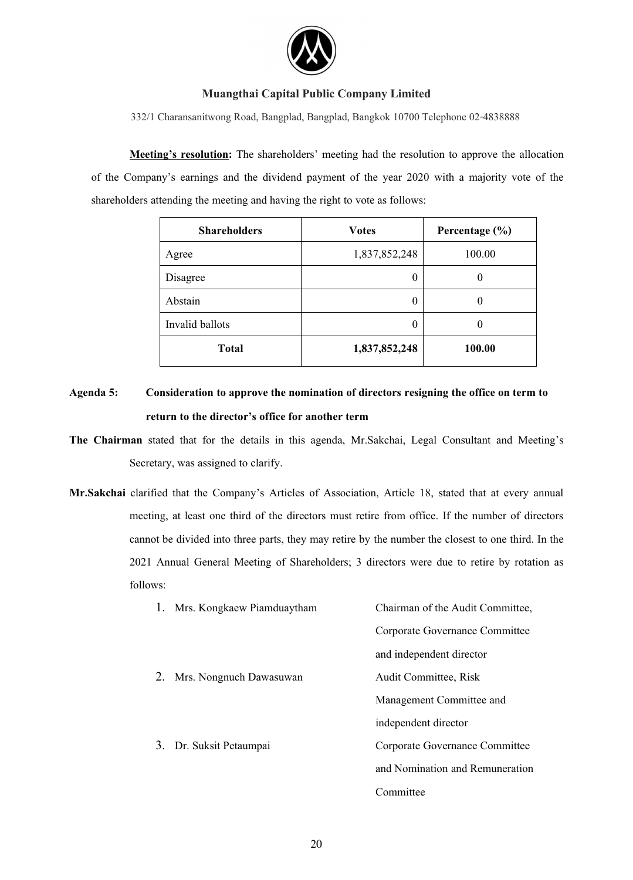**Meeting's resolution:** The shareholders' meeting had the resolution to approve the allocation of the Company's earnings and the dividend payment of the year 2020 with a majority vote of the shareholders attending the meeting and having the right to vote as follows:

| Shareholders | Votes | Percentage (%) |
|---|---|---|
| Agree | 1,837,852,248 | 100.00 |
| Disagree | 0 | 0 |
| Abstain | 0 | 0 |
| Invalid ballots | 0 | 0 |
| **Total** | **1,837,852,248** | **100.00** |

**Agenda 5: Consideration to approve the nomination of directors resigning the office on term to return to the director's office for another term**

**The Chairman** stated that for the details in this agenda, Mr.Sakchai, Legal Consultant and Meeting's Secretary, was assigned to clarify.

**Mr.Sakchai** clarified that the Company's Articles of Association, Article 18, stated that at every annual meeting, at least one third of the directors must retire from office. If the number of directors cannot be divided into three parts, they may retire by the number the closest to one third. In the 2021 Annual General Meeting of Shareholders; 3 directors were due to retire by rotation as follows:

1. Mrs. Kongkaew Piamduaytham — Chairman of the Audit Committee, Corporate Governance Committee and independent director
2. Mrs. Nongnuch Dawasuwan — Audit Committee, Risk Management Committee and independent director
3. Dr. Suksit Petaumpai — Corporate Governance Committee and Nomination and Remuneration Committee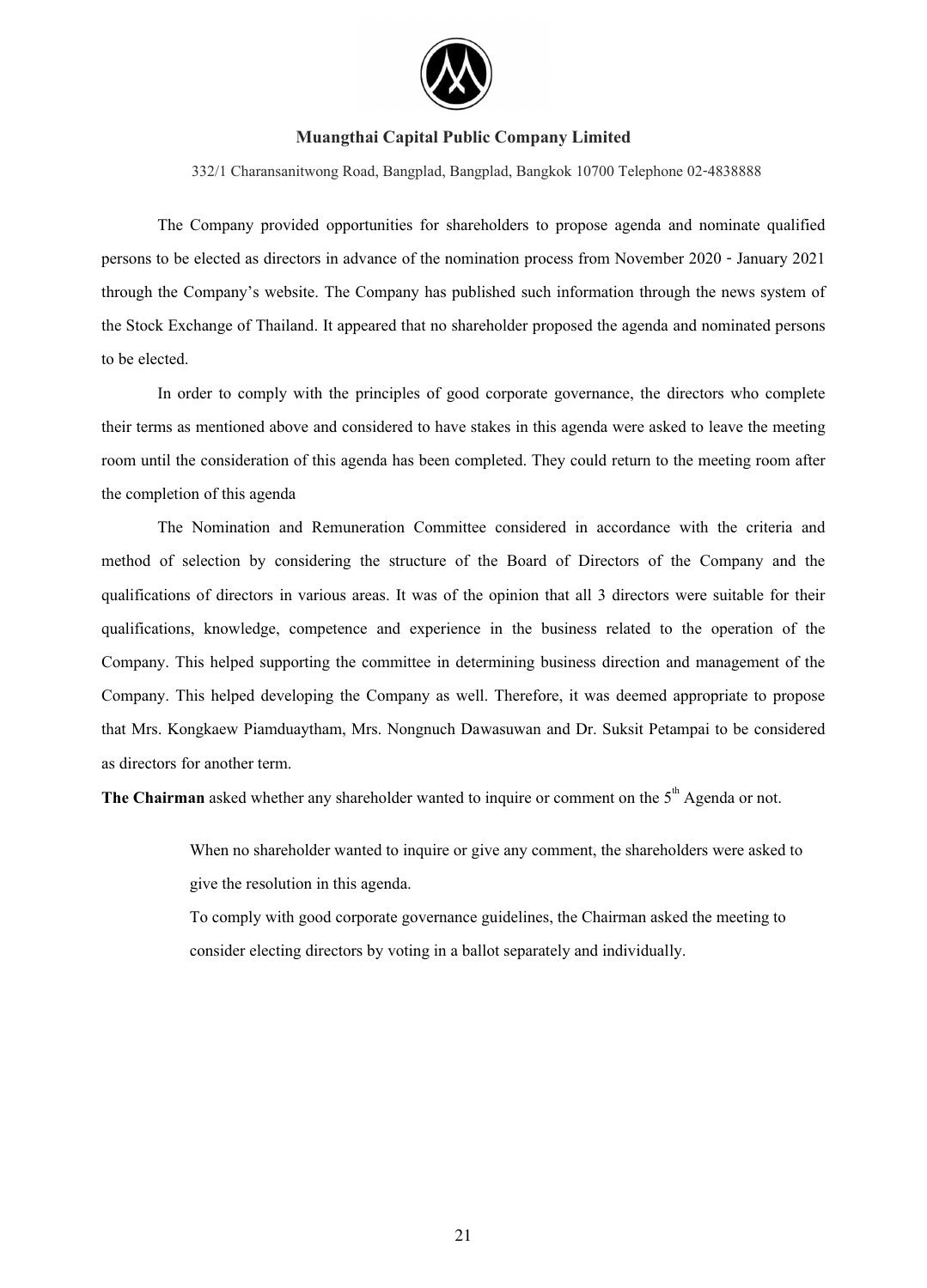The Company provided opportunities for shareholders to propose agenda and nominate qualified persons to be elected as directors in advance of the nomination process from November 2020 - January 2021 through the Company's website. The Company has published such information through the news system of the Stock Exchange of Thailand. It appeared that no shareholder proposed the agenda and nominated persons to be elected.

In order to comply with the principles of good corporate governance, the directors who complete their terms as mentioned above and considered to have stakes in this agenda were asked to leave the meeting room until the consideration of this agenda has been completed. They could return to the meeting room after the completion of this agenda

The Nomination and Remuneration Committee considered in accordance with the criteria and method of selection by considering the structure of the Board of Directors of the Company and the qualifications of directors in various areas. It was of the opinion that all 3 directors were suitable for their qualifications, knowledge, competence and experience in the business related to the operation of the Company. This helped supporting the committee in determining business direction and management of the Company. This helped developing the Company as well. Therefore, it was deemed appropriate to propose that Mrs. Kongkaew Piamduaytham, Mrs. Nongnuch Dawasuwan and Dr. Suksit Petampai to be considered as directors for another term.

**The Chairman** asked whether any shareholder wanted to inquire or comment on the 5th Agenda or not.

When no shareholder wanted to inquire or give any comment, the shareholders were asked to give the resolution in this agenda.

To comply with good corporate governance guidelines, the Chairman asked the meeting to consider electing directors by voting in a ballot separately and individually.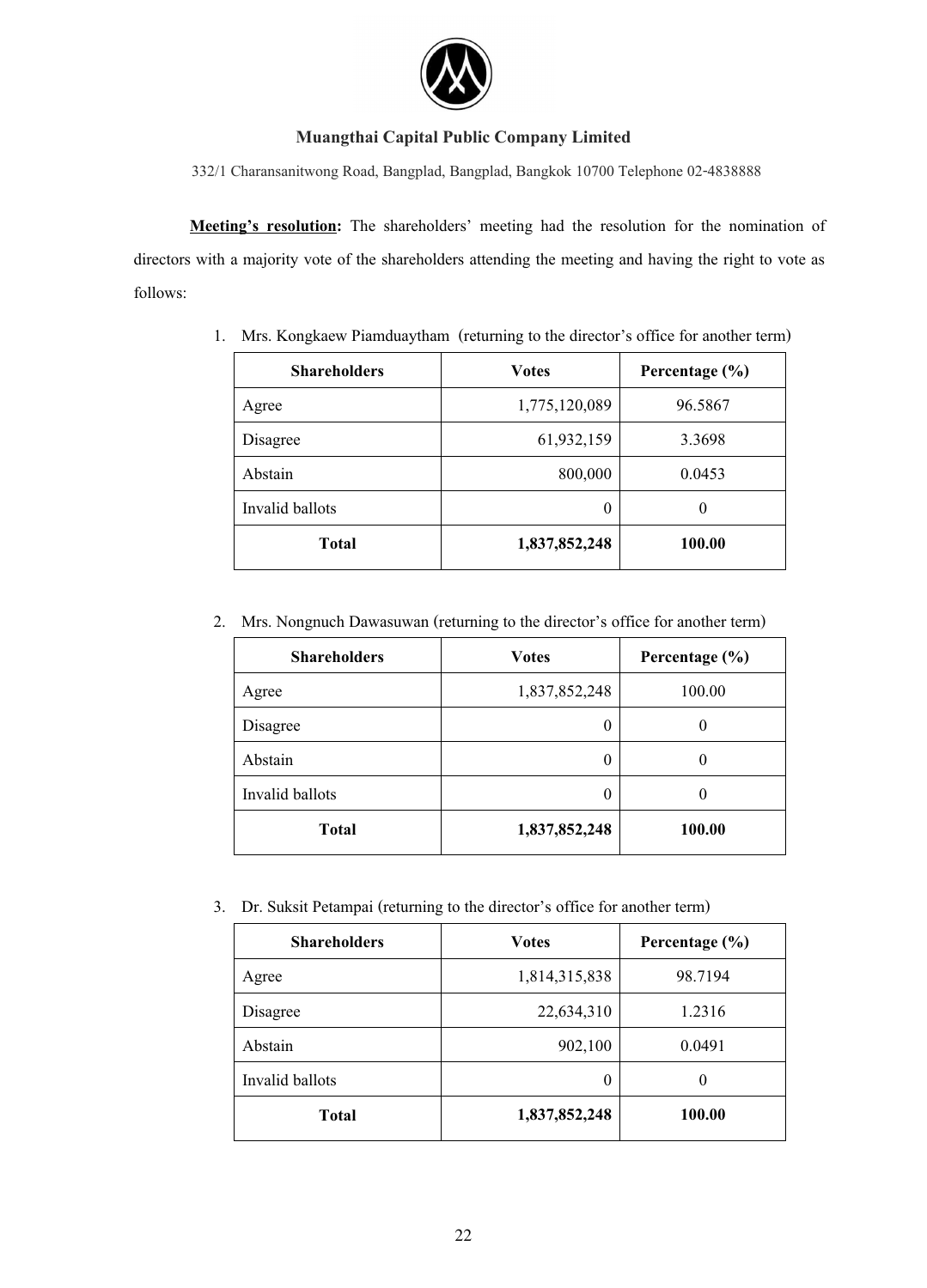**Muangthai Capital Public Company Limited**

332/1 Charansanitwong Road, Bangplad, Bangplad, Bangkok 10700 Telephone 02-4838888

**Meeting's resolution:** The shareholders' meeting had the resolution for the nomination of directors with a majority vote of the shareholders attending the meeting and having the right to vote as follows:

1. Mrs. Kongkaew Piamduaytham (returning to the director's office for another term)

| Shareholders | Votes | Percentage (%) |
|---|---|---|
| Agree | 1,775,120,089 | 96.5867 |
| Disagree | 61,932,159 | 3.3698 |
| Abstain | 800,000 | 0.0453 |
| Invalid ballots | 0 | 0 |
| **Total** | **1,837,852,248** | **100.00** |

2. Mrs. Nongnuch Dawasuwan (returning to the director's office for another term)

| Shareholders | Votes | Percentage (%) |
|---|---|---|
| Agree | 1,837,852,248 | 100.00 |
| Disagree | 0 | 0 |
| Abstain | 0 | 0 |
| Invalid ballots | 0 | 0 |
| **Total** | **1,837,852,248** | **100.00** |

3. Dr. Suksit Petampai (returning to the director's office for another term)

| Shareholders | Votes | Percentage (%) |
|---|---|---|
| Agree | 1,814,315,838 | 98.7194 |
| Disagree | 22,634,310 | 1.2316 |
| Abstain | 902,100 | 0.0491 |
| Invalid ballots | 0 | 0 |
| **Total** | **1,837,852,248** | **100.00** |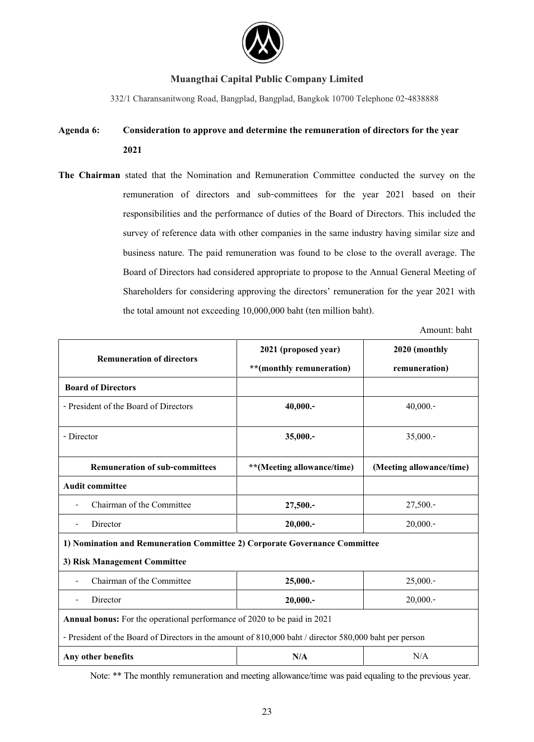**Muangthai Capital Public Company Limited**

332/1 Charansanitwong Road, Bangplad, Bangplad, Bangkok 10700 Telephone 02-4838888

**Agenda 6: Consideration to approve and determine the remuneration of directors for the year 2021**

**The Chairman** stated that the Nomination and Remuneration Committee conducted the survey on the remuneration of directors and sub-committees for the year 2021 based on their responsibilities and the performance of duties of the Board of Directors. This included the survey of reference data with other companies in the same industry having similar size and business nature. The paid remuneration was found to be close to the overall average. The Board of Directors had considered appropriate to propose to the Annual General Meeting of Shareholders for considering approving the directors' remuneration for the year 2021 with the total amount not exceeding 10,000,000 baht (ten million baht).

Amount: baht

| Remuneration of directors | 2021 (proposed year) **(monthly remuneration) | 2020 (monthly remuneration) |
|---|---|---|
| **Board of Directors** | | |
| - President of the Board of Directors | **40,000.-** | 40,000.- |
| - Director | **35,000.-** | 35,000.- |
| **Remuneration of sub-committees** | **\*\*(Meeting allowance/time)** | **(Meeting allowance/time)** |
| **Audit committee** | | |
| - Chairman of the Committee | **27,500.-** | 27,500.- |
| - Director | **20,000.-** | 20,000.- |
| **1) Nomination and Remuneration Committee 2) Corporate Governance Committee 3) Risk Management Committee** | | |
| - Chairman of the Committee | **25,000.-** | 25,000.- |
| - Director | **20,000.-** | 20,000.- |
| **Annual bonus:** For the operational performance of 2020 to be paid in 2021 - President of the Board of Directors in the amount of 810,000 baht / director 580,000 baht per person | | |
| **Any other benefits** | **N/A** | N/A |

Note: ** The monthly remuneration and meeting allowance/time was paid equaling to the previous year.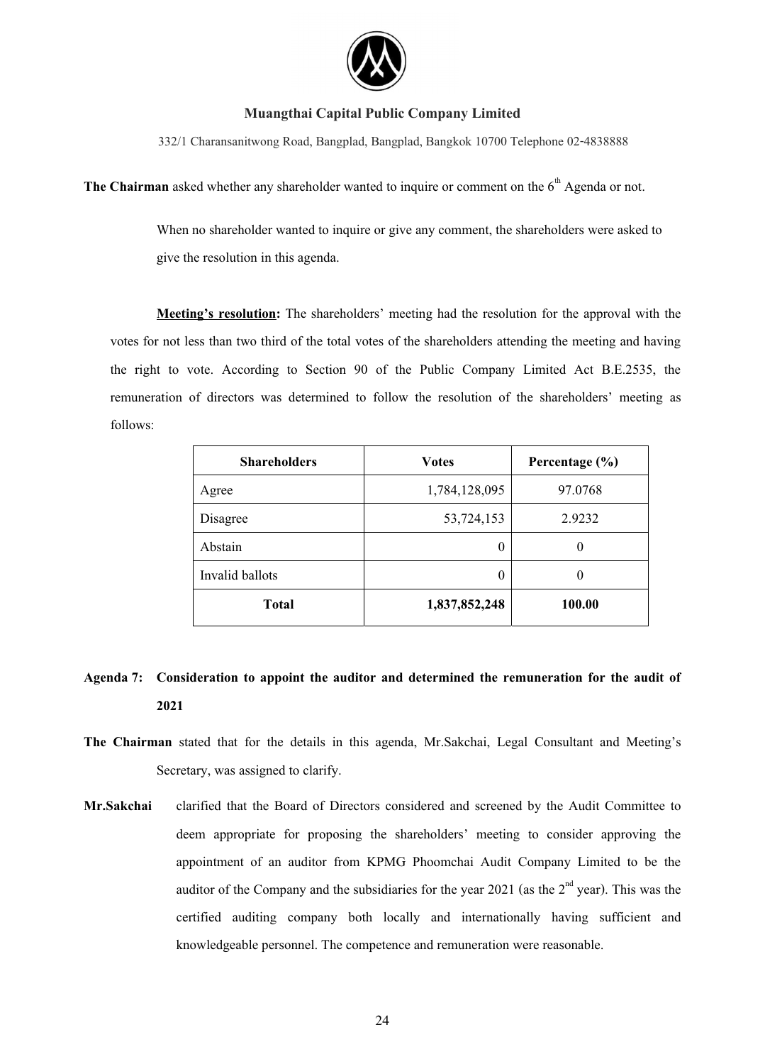**The Chairman** asked whether any shareholder wanted to inquire or comment on the 6th Agenda or not.

When no shareholder wanted to inquire or give any comment, the shareholders were asked to give the resolution in this agenda.

**Meeting's resolution:** The shareholders' meeting had the resolution for the approval with the votes for not less than two third of the total votes of the shareholders attending the meeting and having the right to vote. According to Section 90 of the Public Company Limited Act B.E.2535, the remuneration of directors was determined to follow the resolution of the shareholders' meeting as follows:

| Shareholders | Votes | Percentage (%) |
|---|---|---|
| Agree | 1,784,128,095 | 97.0768 |
| Disagree | 53,724,153 | 2.9232 |
| Abstain | 0 | 0 |
| Invalid ballots | 0 | 0 |
| **Total** | **1,837,852,248** | **100.00** |

**Agenda 7: Consideration to appoint the auditor and determined the remuneration for the audit of 2021**

**The Chairman** stated that for the details in this agenda, Mr.Sakchai, Legal Consultant and Meeting's Secretary, was assigned to clarify.

**Mr.Sakchai** clarified that the Board of Directors considered and screened by the Audit Committee to deem appropriate for proposing the shareholders' meeting to consider approving the appointment of an auditor from KPMG Phoomchai Audit Company Limited to be the auditor of the Company and the subsidiaries for the year 2021 (as the 2nd year). This was the certified auditing company both locally and internationally having sufficient and knowledgeable personnel. The competence and remuneration were reasonable.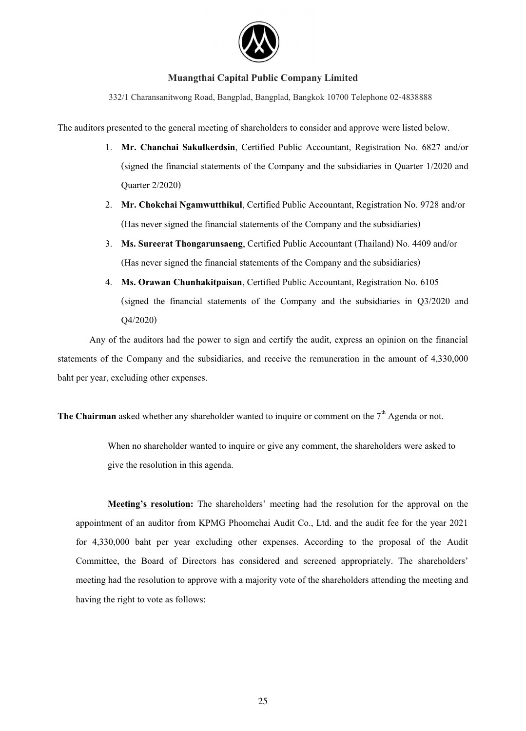The auditors presented to the general meeting of shareholders to consider and approve were listed below.

1. **Mr. Chanchai Sakulkerdsin**, Certified Public Accountant, Registration No. 6827 and/or (signed the financial statements of the Company and the subsidiaries in Quarter 1/2020 and Quarter 2/2020)
2. **Mr. Chokchai Ngamwutthikul**, Certified Public Accountant, Registration No. 9728 and/or (Has never signed the financial statements of the Company and the subsidiaries)
3. **Ms. Sureerat Thongarunsaeng**, Certified Public Accountant (Thailand) No. 4409 and/or (Has never signed the financial statements of the Company and the subsidiaries)
4. **Ms. Orawan Chunhakitpaisan**, Certified Public Accountant, Registration No. 6105 (signed the financial statements of the Company and the subsidiaries in Q3/2020 and Q4/2020)

Any of the auditors had the power to sign and certify the audit, express an opinion on the financial statements of the Company and the subsidiaries, and receive the remuneration in the amount of 4,330,000 baht per year, excluding other expenses.

**The Chairman** asked whether any shareholder wanted to inquire or comment on the 7th Agenda or not.

When no shareholder wanted to inquire or give any comment, the shareholders were asked to give the resolution in this agenda.

**Meeting's resolution:** The shareholders' meeting had the resolution for the approval on the appointment of an auditor from KPMG Phoomchai Audit Co., Ltd. and the audit fee for the year 2021 for 4,330,000 baht per year excluding other expenses. According to the proposal of the Audit Committee, the Board of Directors has considered and screened appropriately. The shareholders' meeting had the resolution to approve with a majority vote of the shareholders attending the meeting and having the right to vote as follows: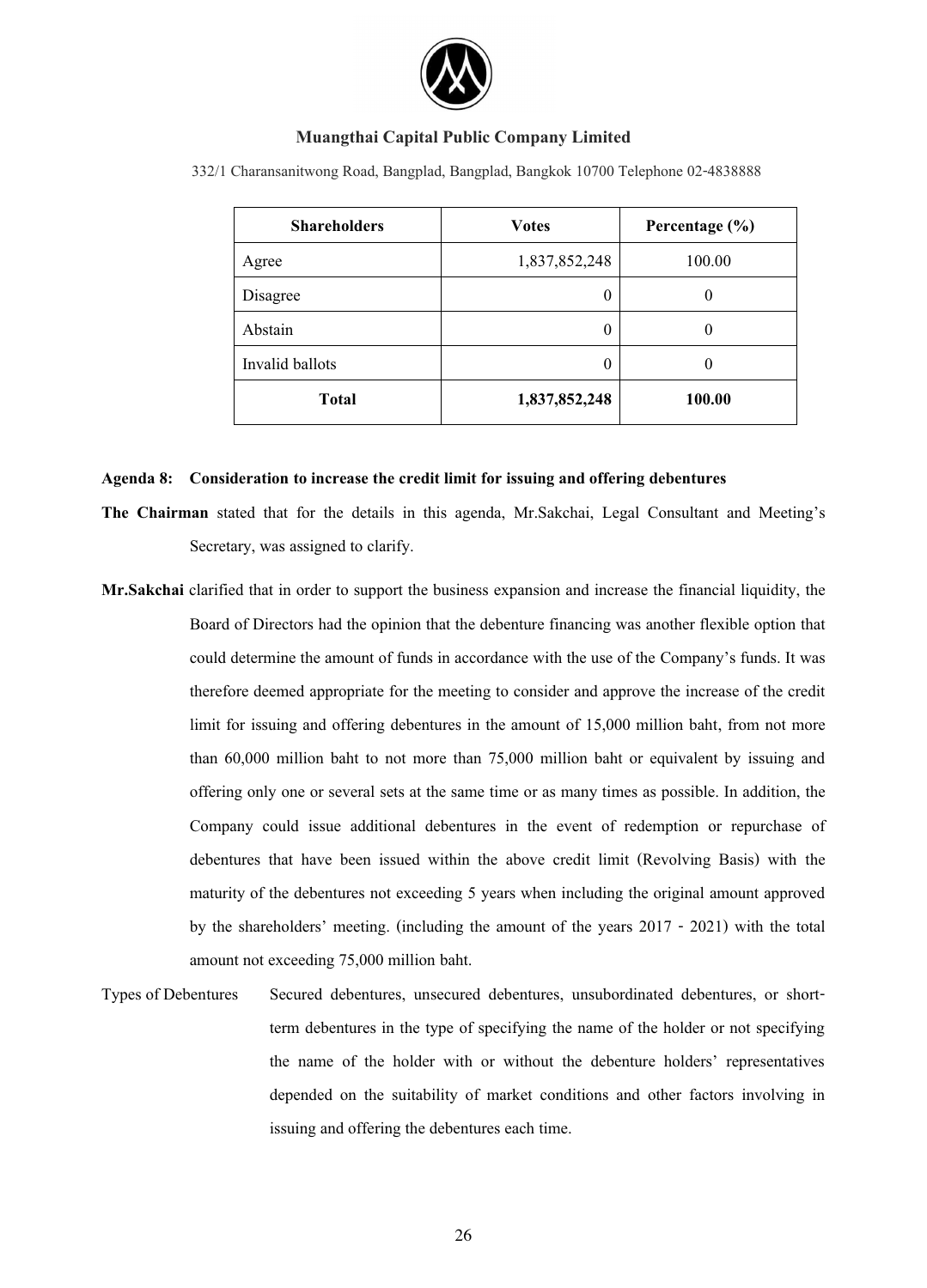| Shareholders | Votes | Percentage (%) |
|---|---|---|
| Agree | 1,837,852,248 | 100.00 |
| Disagree | 0 | 0 |
| Abstain | 0 | 0 |
| Invalid ballots | 0 | 0 |
| **Total** | **1,837,852,248** | **100.00** |

**Agenda 8: Consideration to increase the credit limit for issuing and offering debentures**

**The Chairman** stated that for the details in this agenda, Mr.Sakchai, Legal Consultant and Meeting's Secretary, was assigned to clarify.

**Mr.Sakchai** clarified that in order to support the business expansion and increase the financial liquidity, the Board of Directors had the opinion that the debenture financing was another flexible option that could determine the amount of funds in accordance with the use of the Company's funds. It was therefore deemed appropriate for the meeting to consider and approve the increase of the credit limit for issuing and offering debentures in the amount of 15,000 million baht, from not more than 60,000 million baht to not more than 75,000 million baht or equivalent by issuing and offering only one or several sets at the same time or as many times as possible. In addition, the Company could issue additional debentures in the event of redemption or repurchase of debentures that have been issued within the above credit limit (Revolving Basis) with the maturity of the debentures not exceeding 5 years when including the original amount approved by the shareholders' meeting. (including the amount of the years 2017 - 2021) with the total amount not exceeding 75,000 million baht.

Types of Debentures — Secured debentures, unsecured debentures, unsubordinated debentures, or short-term debentures in the type of specifying the name of the holder or not specifying the name of the holder with or without the debenture holders' representatives depended on the suitability of market conditions and other factors involving in issuing and offering the debentures each time.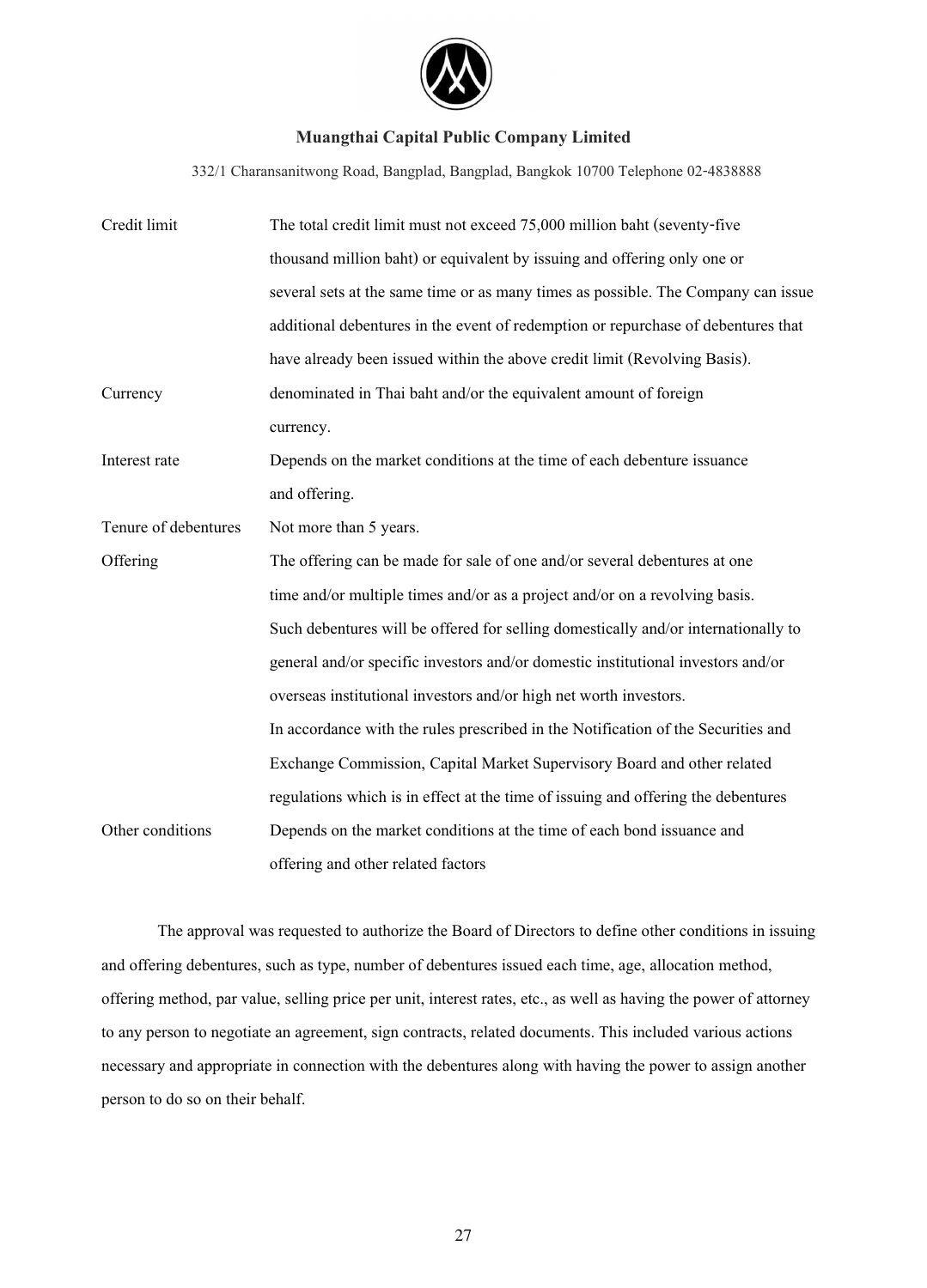| | |
|---|---|
| Credit limit | The total credit limit must not exceed 75,000 million baht (seventy-five thousand million baht) or equivalent by issuing and offering only one or several sets at the same time or as many times as possible. The Company can issue additional debentures in the event of redemption or repurchase of debentures that have already been issued within the above credit limit (Revolving Basis). |
| Currency | denominated in Thai baht and/or the equivalent amount of foreign currency. |
| Interest rate | Depends on the market conditions at the time of each debenture issuance and offering. |
| Tenure of debentures | Not more than 5 years. |
| Offering | The offering can be made for sale of one and/or several debentures at one time and/or multiple times and/or as a project and/or on a revolving basis. Such debentures will be offered for selling domestically and/or internationally to general and/or specific investors and/or domestic institutional investors and/or overseas institutional investors and/or high net worth investors. In accordance with the rules prescribed in the Notification of the Securities and Exchange Commission, Capital Market Supervisory Board and other related regulations which is in effect at the time of issuing and offering the debentures |
| Other conditions | Depends on the market conditions at the time of each bond issuance and offering and other related factors |

The approval was requested to authorize the Board of Directors to define other conditions in issuing and offering debentures, such as type, number of debentures issued each time, age, allocation method, offering method, par value, selling price per unit, interest rates, etc., as well as having the power of attorney to any person to negotiate an agreement, sign contracts, related documents. This included various actions necessary and appropriate in connection with the debentures along with having the power to assign another person to do so on their behalf.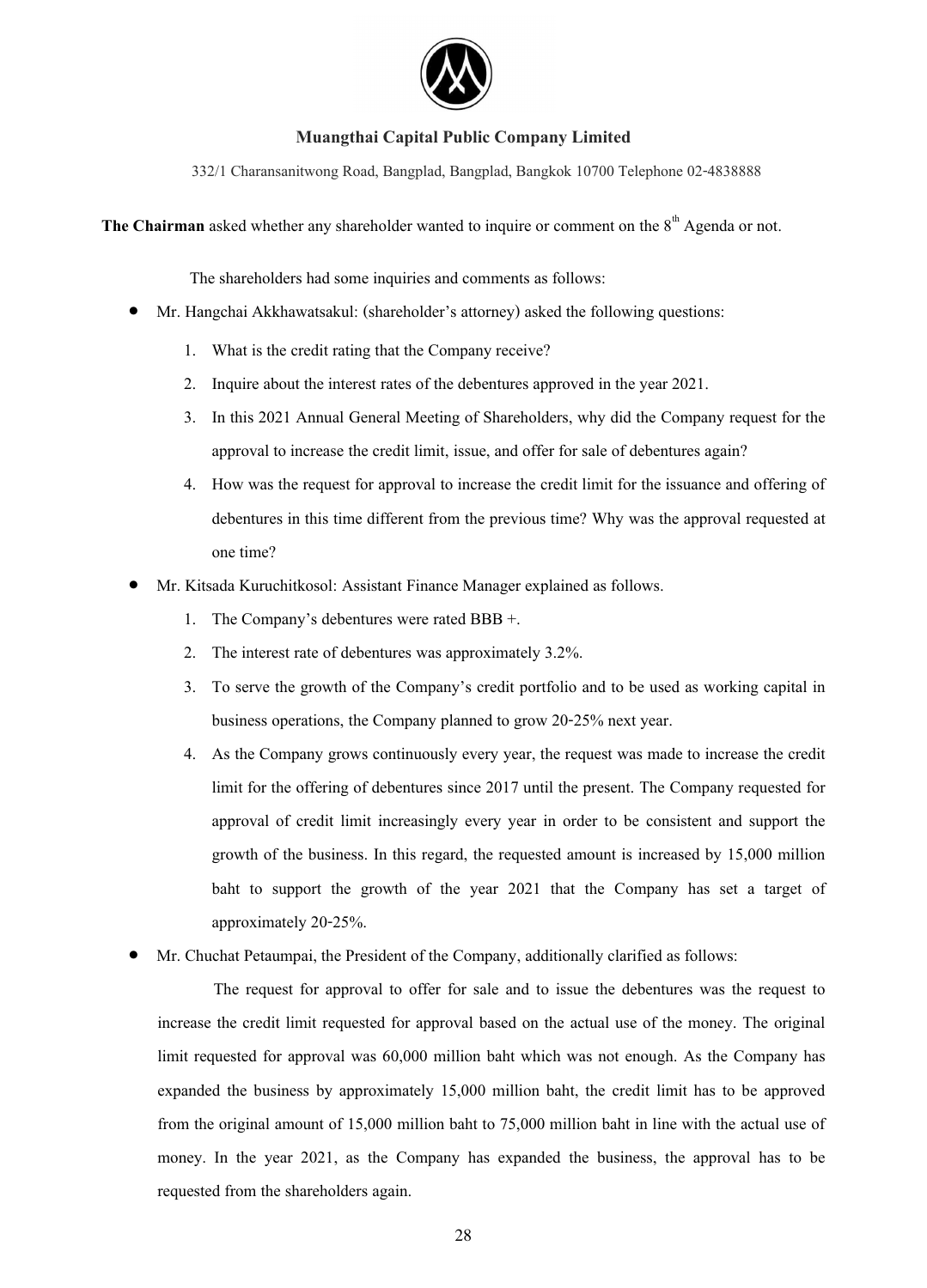**The Chairman** asked whether any shareholder wanted to inquire or comment on the 8th Agenda or not.

The shareholders had some inquiries and comments as follows:

- Mr. Hangchai Akkhawatsakul: (shareholder's attorney) asked the following questions:
    1. What is the credit rating that the Company receive?
    2. Inquire about the interest rates of the debentures approved in the year 2021.
    3. In this 2021 Annual General Meeting of Shareholders, why did the Company request for the approval to increase the credit limit, issue, and offer for sale of debentures again?
    4. How was the request for approval to increase the credit limit for the issuance and offering of debentures in this time different from the previous time? Why was the approval requested at one time?
- Mr. Kitsada Kuruchitkosol: Assistant Finance Manager explained as follows.
    1. The Company's debentures were rated BBB +.
    2. The interest rate of debentures was approximately 3.2%.
    3. To serve the growth of the Company's credit portfolio and to be used as working capital in business operations, the Company planned to grow 20-25% next year.
    4. As the Company grows continuously every year, the request was made to increase the credit limit for the offering of debentures since 2017 until the present. The Company requested for approval of credit limit increasingly every year in order to be consistent and support the growth of the business. In this regard, the requested amount is increased by 15,000 million baht to support the growth of the year 2021 that the Company has set a target of approximately 20-25%.
- Mr. Chuchat Petaumpai, the President of the Company, additionally clarified as follows:

    The request for approval to offer for sale and to issue the debentures was the request to increase the credit limit requested for approval based on the actual use of the money. The original limit requested for approval was 60,000 million baht which was not enough. As the Company has expanded the business by approximately 15,000 million baht, the credit limit has to be approved from the original amount of 15,000 million baht to 75,000 million baht in line with the actual use of money. In the year 2021, as the Company has expanded the business, the approval has to be requested from the shareholders again.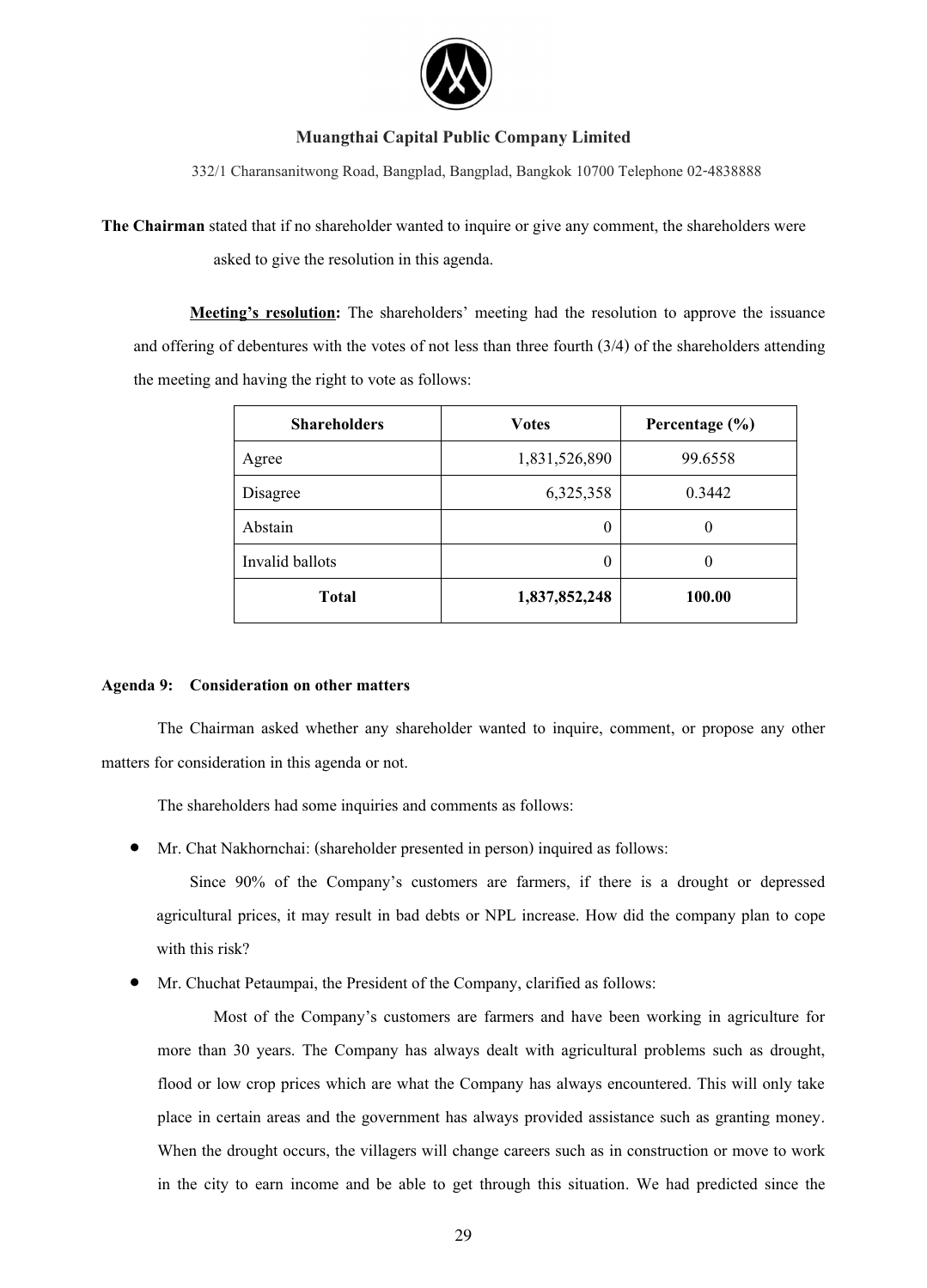**The Chairman** stated that if no shareholder wanted to inquire or give any comment, the shareholders were asked to give the resolution in this agenda.

**Meeting's resolution:** The shareholders' meeting had the resolution to approve the issuance and offering of debentures with the votes of not less than three fourth (3/4) of the shareholders attending the meeting and having the right to vote as follows:

| Shareholders | Votes | Percentage (%) |
|---|---|---|
| Agree | 1,831,526,890 | 99.6558 |
| Disagree | 6,325,358 | 0.3442 |
| Abstain | 0 | 0 |
| Invalid ballots | 0 | 0 |
| **Total** | **1,837,852,248** | **100.00** |

**Agenda 9: Consideration on other matters**

The Chairman asked whether any shareholder wanted to inquire, comment, or propose any other matters for consideration in this agenda or not.

The shareholders had some inquiries and comments as follows:

- Mr. Chat Nakhornchai: (shareholder presented in person) inquired as follows:

  Since 90% of the Company's customers are farmers, if there is a drought or depressed agricultural prices, it may result in bad debts or NPL increase. How did the company plan to cope with this risk?

- Mr. Chuchat Petaumpai, the President of the Company, clarified as follows:

  Most of the Company's customers are farmers and have been working in agriculture for more than 30 years. The Company has always dealt with agricultural problems such as drought, flood or low crop prices which are what the Company has always encountered. This will only take place in certain areas and the government has always provided assistance such as granting money. When the drought occurs, the villagers will change careers such as in construction or move to work in the city to earn income and be able to get through this situation. We had predicted since the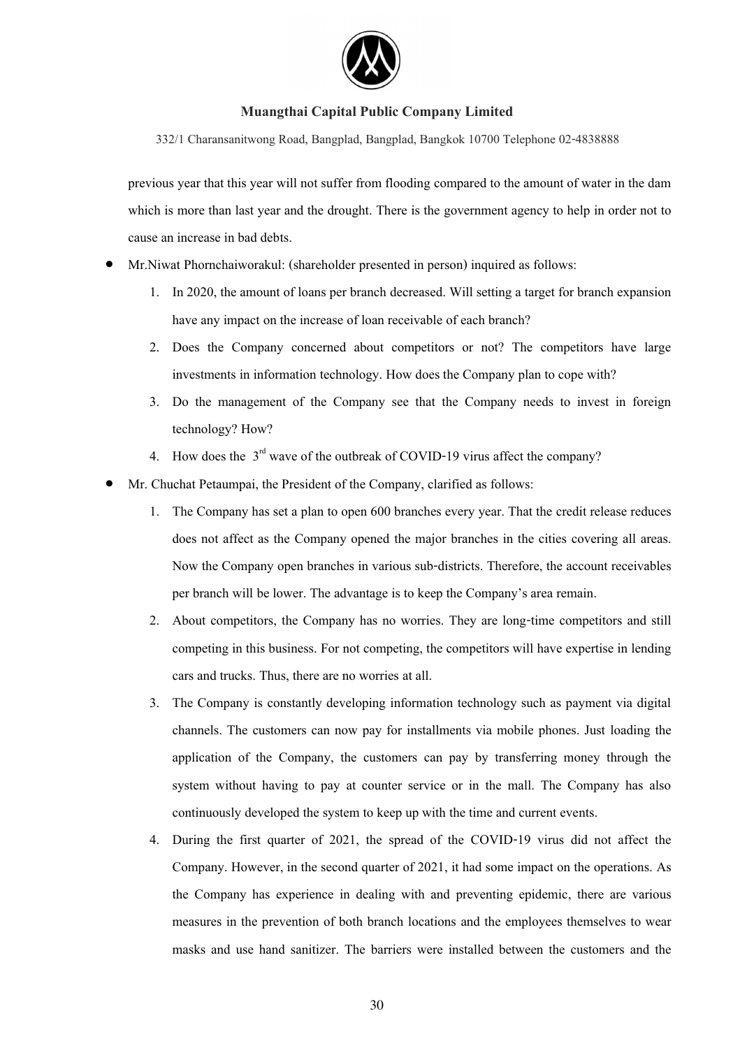previous year that this year will not suffer from flooding compared to the amount of water in the dam which is more than last year and the drought. There is the government agency to help in order not to cause an increase in bad debts.

- Mr.Niwat Phornchaiworakul: (shareholder presented in person) inquired as follows:
    1. In 2020, the amount of loans per branch decreased. Will setting a target for branch expansion have any impact on the increase of loan receivable of each branch?
    2. Does the Company concerned about competitors or not? The competitors have large investments in information technology. How does the Company plan to cope with?
    3. Do the management of the Company see that the Company needs to invest in foreign technology? How?
    4. How does the 3rd wave of the outbreak of COVID-19 virus affect the company?
- Mr. Chuchat Petaumpai, the President of the Company, clarified as follows:
    1. The Company has set a plan to open 600 branches every year. That the credit release reduces does not affect as the Company opened the major branches in the cities covering all areas. Now the Company open branches in various sub-districts. Therefore, the account receivables per branch will be lower. The advantage is to keep the Company's area remain.
    2. About competitors, the Company has no worries. They are long-time competitors and still competing in this business. For not competing, the competitors will have expertise in lending cars and trucks. Thus, there are no worries at all.
    3. The Company is constantly developing information technology such as payment via digital channels. The customers can now pay for installments via mobile phones. Just loading the application of the Company, the customers can pay by transferring money through the system without having to pay at counter service or in the mall. The Company has also continuously developed the system to keep up with the time and current events.
    4. During the first quarter of 2021, the spread of the COVID-19 virus did not affect the Company. However, in the second quarter of 2021, it had some impact on the operations. As the Company has experience in dealing with and preventing epidemic, there are various measures in the prevention of both branch locations and the employees themselves to wear masks and use hand sanitizer. The barriers were installed between the customers and the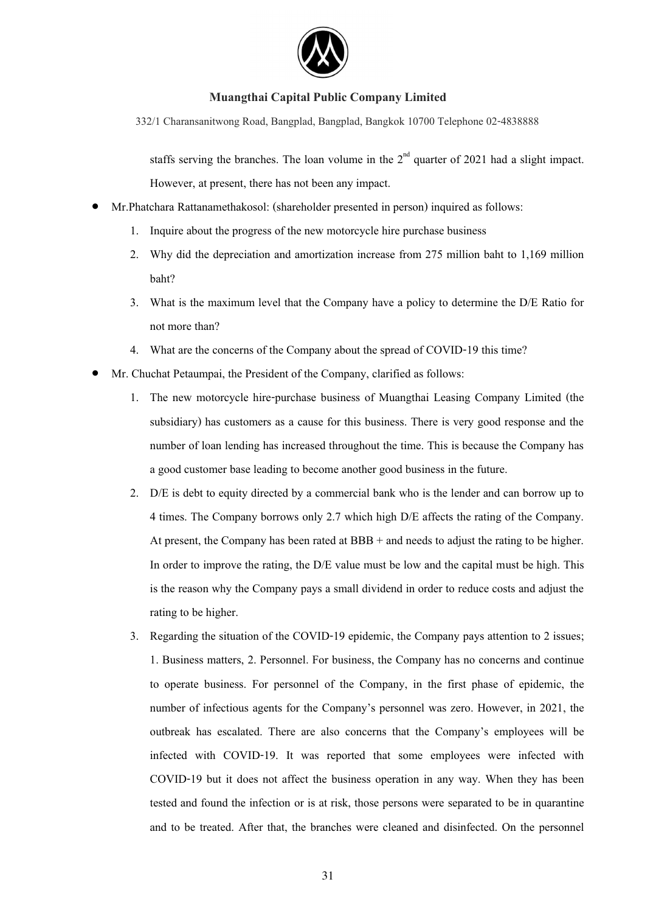staffs serving the branches. The loan volume in the 2nd quarter of 2021 had a slight impact. However, at present, there has not been any impact.

- Mr.Phatchara Rattanamethakosol: (shareholder presented in person) inquired as follows:
    1. Inquire about the progress of the new motorcycle hire purchase business
    2. Why did the depreciation and amortization increase from 275 million baht to 1,169 million baht?
    3. What is the maximum level that the Company have a policy to determine the D/E Ratio for not more than?
    4. What are the concerns of the Company about the spread of COVID-19 this time?
- Mr. Chuchat Petaumpai, the President of the Company, clarified as follows:
    1. The new motorcycle hire-purchase business of Muangthai Leasing Company Limited (the subsidiary) has customers as a cause for this business. There is very good response and the number of loan lending has increased throughout the time. This is because the Company has a good customer base leading to become another good business in the future.
    2. D/E is debt to equity directed by a commercial bank who is the lender and can borrow up to 4 times. The Company borrows only 2.7 which high D/E affects the rating of the Company. At present, the Company has been rated at BBB + and needs to adjust the rating to be higher. In order to improve the rating, the D/E value must be low and the capital must be high. This is the reason why the Company pays a small dividend in order to reduce costs and adjust the rating to be higher.
    3. Regarding the situation of the COVID-19 epidemic, the Company pays attention to 2 issues; 1. Business matters, 2. Personnel. For business, the Company has no concerns and continue to operate business. For personnel of the Company, in the first phase of epidemic, the number of infectious agents for the Company's personnel was zero. However, in 2021, the outbreak has escalated. There are also concerns that the Company's employees will be infected with COVID-19. It was reported that some employees were infected with COVID-19 but it does not affect the business operation in any way. When they has been tested and found the infection or is at risk, those persons were separated to be in quarantine and to be treated. After that, the branches were cleaned and disinfected. On the personnel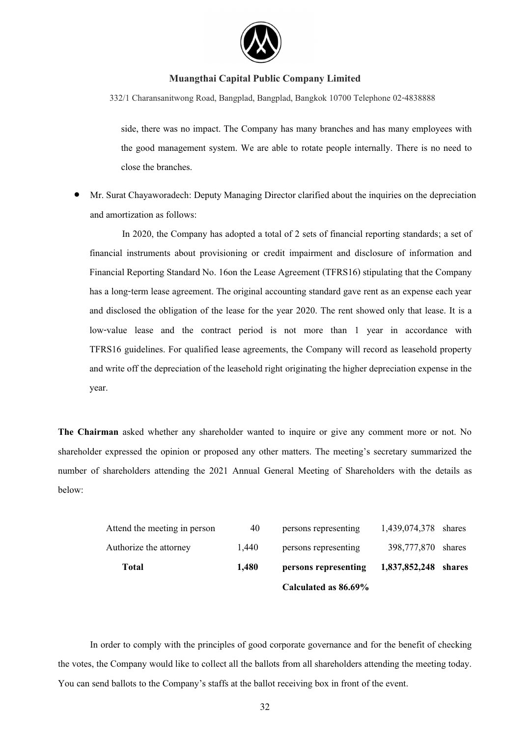side, there was no impact. The Company has many branches and has many employees with the good management system. We are able to rotate people internally. There is no need to close the branches.

- Mr. Surat Chayaworadech: Deputy Managing Director clarified about the inquiries on the depreciation and amortization as follows:

  In 2020, the Company has adopted a total of 2 sets of financial reporting standards; a set of financial instruments about provisioning or credit impairment and disclosure of information and Financial Reporting Standard No. 16on the Lease Agreement (TFRS16) stipulating that the Company has a long-term lease agreement. The original accounting standard gave rent as an expense each year and disclosed the obligation of the lease for the year 2020. The rent showed only that lease. It is a low-value lease and the contract period is not more than 1 year in accordance with TFRS16 guidelines. For qualified lease agreements, the Company will record as leasehold property and write off the depreciation of the leasehold right originating the higher depreciation expense in the year.

**The Chairman** asked whether any shareholder wanted to inquire or give any comment more or not. No shareholder expressed the opinion or proposed any other matters. The meeting's secretary summarized the number of shareholders attending the 2021 Annual General Meeting of Shareholders with the details as below:

| | | | | |
|---|---|---|---|---|
| Attend the meeting in person | 40 | persons representing | 1,439,074,378 | shares |
| Authorize the attorney | 1,440 | persons representing | 398,777,870 | shares |
| **Total** | **1,480** | **persons representing** | **1,837,852,248** | **shares** |
| | | **Calculated as 86.69%** | | |

In order to comply with the principles of good corporate governance and for the benefit of checking the votes, the Company would like to collect all the ballots from all shareholders attending the meeting today. You can send ballots to the Company's staffs at the ballot receiving box in front of the event.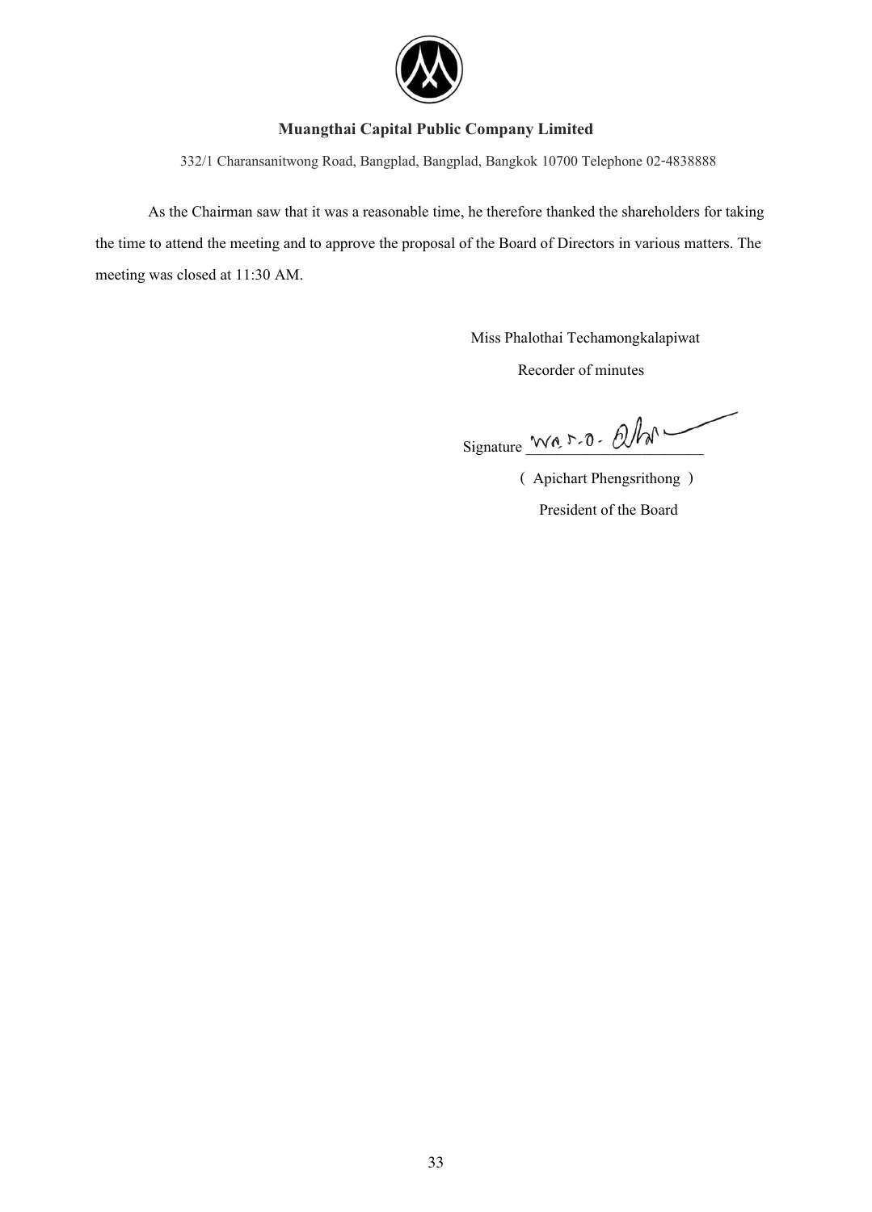**Muangthai Capital Public Company Limited**

332/1 Charansanitwong Road, Bangplad, Bangplad, Bangkok 10700 Telephone 02-4838888

As the Chairman saw that it was a reasonable time, he therefore thanked the shareholders for taking the time to attend the meeting and to approve the proposal of the Board of Directors in various matters. The meeting was closed at 11:30 AM.

Miss Phalothai Techamongkalapiwat

Recorder of minutes

Signature ______________________

( Apichart Phengsrithong )

President of the Board